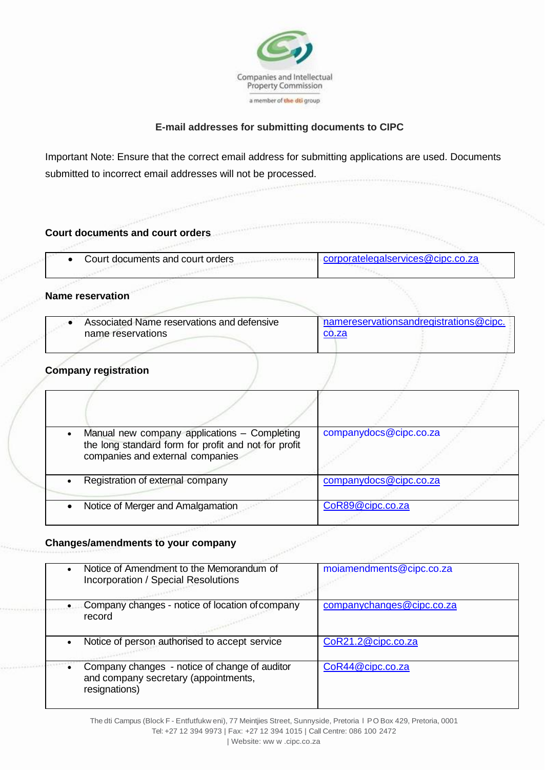Companies and Intellectual Property Commission

a member of the dti group

## E-mail addresses for submitting documents to CIPC

Important Note: Ensure that the correct email address for submitting applications are used. Documents submitted to incorrect email addresses will not be processed.

### Court documents and court orders

| | |
|---|---|
| • Court documents and court orders | corporatelegalservices@cipc.co.za |

### Name reservation

| | |
|---|---|
| • Associated Name reservations and defensive name reservations | namereservationsandregistrations@cipc.co.za |

### Company registration

| | |
|---|---|
| | |
| • Manual new company applications – Completing the long standard form for profit and not for profit companies and external companies | companydocs@cipc.co.za |
| • Registration of external company | companydocs@cipc.co.za |
| • Notice of Merger and Amalgamation | CoR89@cipc.co.za |

### Changes/amendments to your company

| | |
|---|---|
| • Notice of Amendment to the Memorandum of Incorporation / Special Resolutions | moiamendments@cipc.co.za |
| • Company changes - notice of location of company record | companychanges@cipc.co.za |
| • Notice of person authorised to accept service | CoR21.2@cipc.co.za |
| • Company changes - notice of change of auditor and company secretary (appointments, resignations) | CoR44@cipc.co.za |

The dti Campus (Block F - Entfutfukw eni), 77 Meintjies Street, Sunnyside, Pretoria l P O Box 429, Pretoria, 0001
Tel: +27 12 394 9973 | Fax: +27 12 394 1015 | Call Centre: 086 100 2472
| Website: ww w .cipc.co.za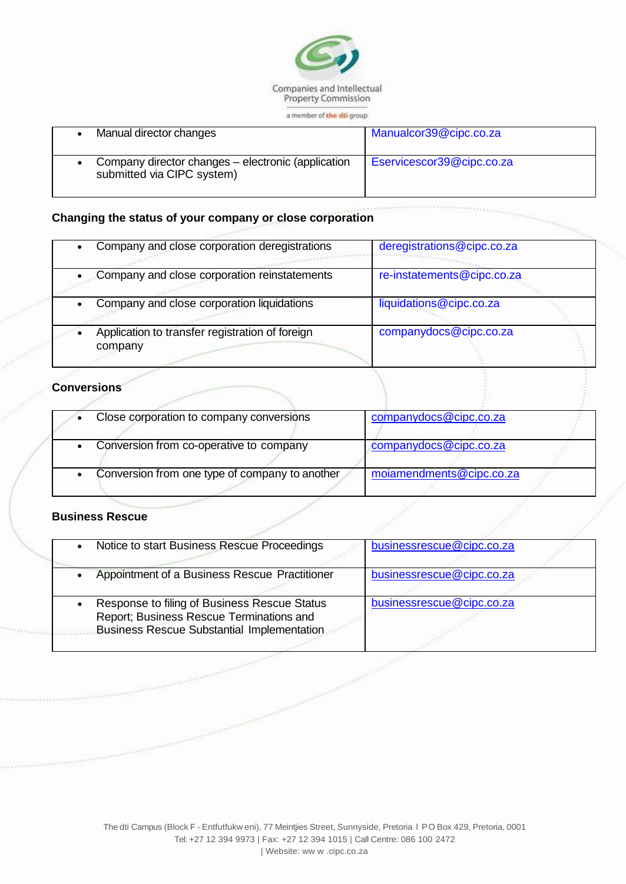| • Manual director changes | Manualcor39@cipc.co.za |
|---|---|
| • Company director changes – electronic (application submitted via CIPC system) | Eservicescor39@cipc.co.za |

**Changing the status of your company or close corporation**

| • Company and close corporation deregistrations | deregistrations@cipc.co.za |
|---|---|
| • Company and close corporation reinstatements | re-instatements@cipc.co.za |
| • Company and close corporation liquidations | liquidations@cipc.co.za |
| • Application to transfer registration of foreign company | companydocs@cipc.co.za |

**Conversions**

| • Close corporation to company conversions | companydocs@cipc.co.za |
|---|---|
| • Conversion from co-operative to company | companydocs@cipc.co.za |
| • Conversion from one type of company to another | moiamendments@cipc.co.za |

**Business Rescue**

| • Notice to start Business Rescue Proceedings | businessrescue@cipc.co.za |
|---|---|
| • Appointment of a Business Rescue Practitioner | businessrescue@cipc.co.za |
| • Response to filing of Business Rescue Status Report; Business Rescue Terminations and Business Rescue Substantial Implementation | businessrescue@cipc.co.za |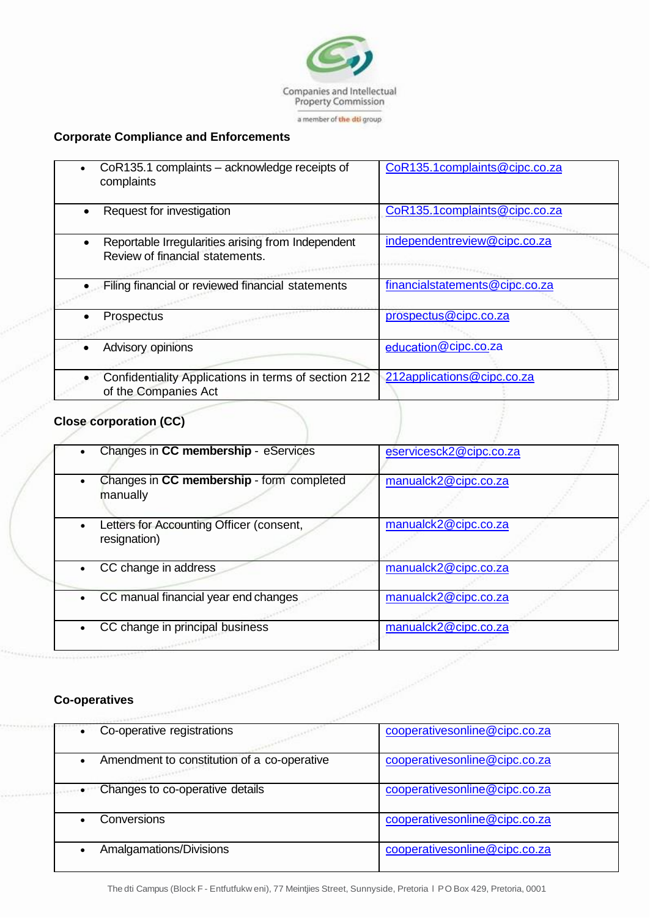Companies and Intellectual Property Commission

a member of the dti group

**Corporate Compliance and Enforcements**

| | |
|---|---|
| • CoR135.1 complaints – acknowledge receipts of complaints | CoR135.1complaints@cipc.co.za |
| • Request for investigation | CoR135.1complaints@cipc.co.za |
| • Reportable Irregularities arising from Independent Review of financial statements. | independentreview@cipc.co.za |
| • Filing financial or reviewed financial statements | financialstatements@cipc.co.za |
| • Prospectus | prospectus@cipc.co.za |
| • Advisory opinions | education@cipc.co.za |
| • Confidentiality Applications in terms of section 212 of the Companies Act | 212applications@cipc.co.za |

**Close corporation (CC)**

| | |
|---|---|
| • Changes in **CC membership** - eServices | eservicesck2@cipc.co.za |
| • Changes in **CC membership** - form completed manually | manualck2@cipc.co.za |
| • Letters for Accounting Officer (consent, resignation) | manualck2@cipc.co.za |
| • CC change in address | manualck2@cipc.co.za |
| • CC manual financial year end changes | manualck2@cipc.co.za |
| • CC change in principal business | manualck2@cipc.co.za |

**Co-operatives**

| | |
|---|---|
| • Co-operative registrations | cooperativesonline@cipc.co.za |
| • Amendment to constitution of a co-operative | cooperativesonline@cipc.co.za |
| • Changes to co-operative details | cooperativesonline@cipc.co.za |
| • Conversions | cooperativesonline@cipc.co.za |
| • Amalgamations/Divisions | cooperativesonline@cipc.co.za |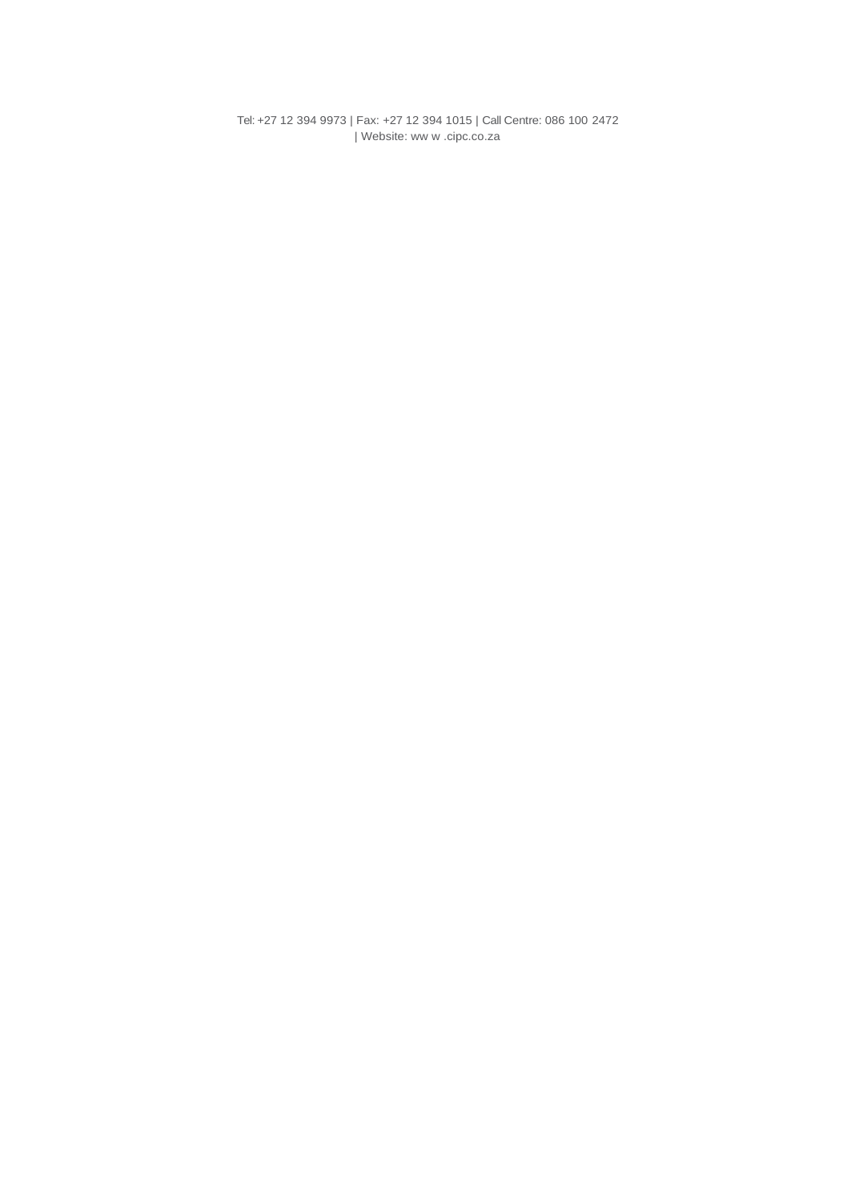Tel: +27 12 394 9973 | Fax: +27 12 394 1015 | Call Centre: 086 100 2472 | Website: ww w .cipc.co.za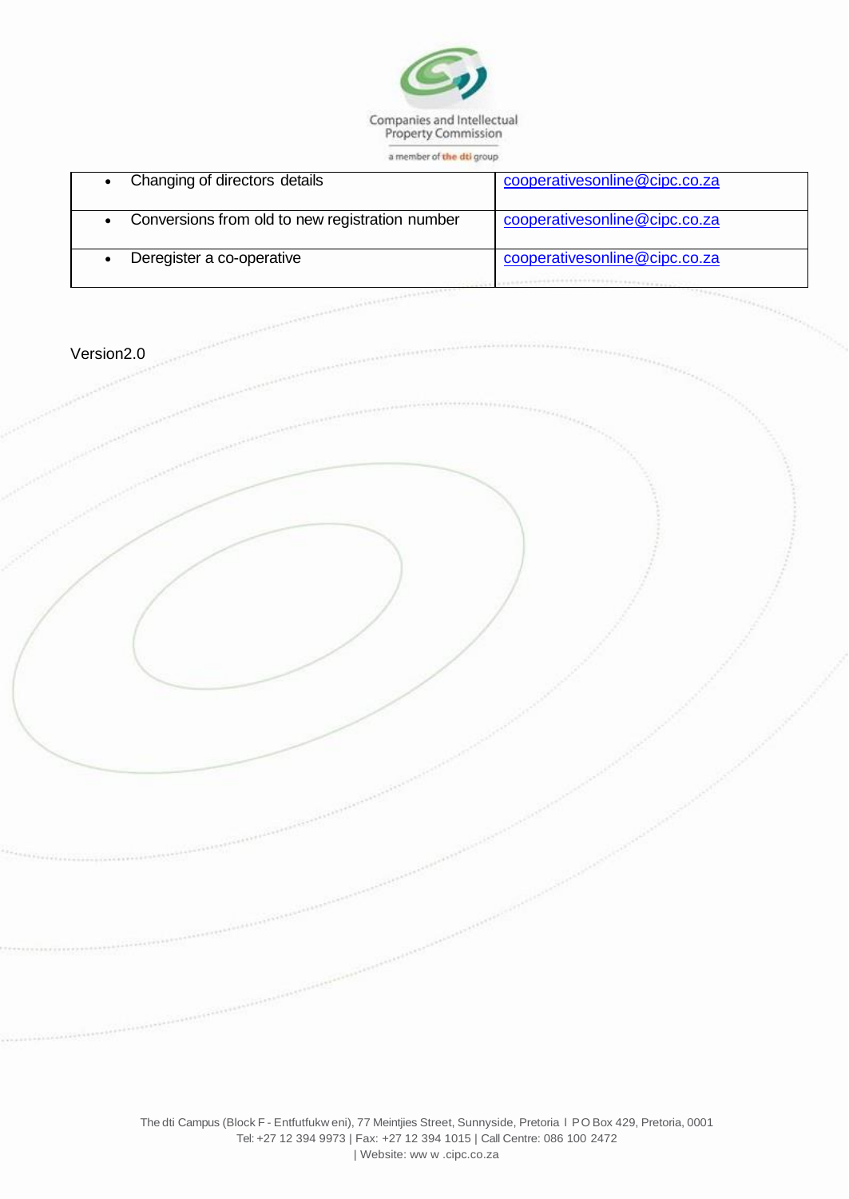| | |
|---|---|
| • Changing of directors details | cooperativesonline@cipc.co.za |
| • Conversions from old to new registration number | cooperativesonline@cipc.co.za |
| • Deregister a co-operative | cooperativesonline@cipc.co.za |

Version2.0